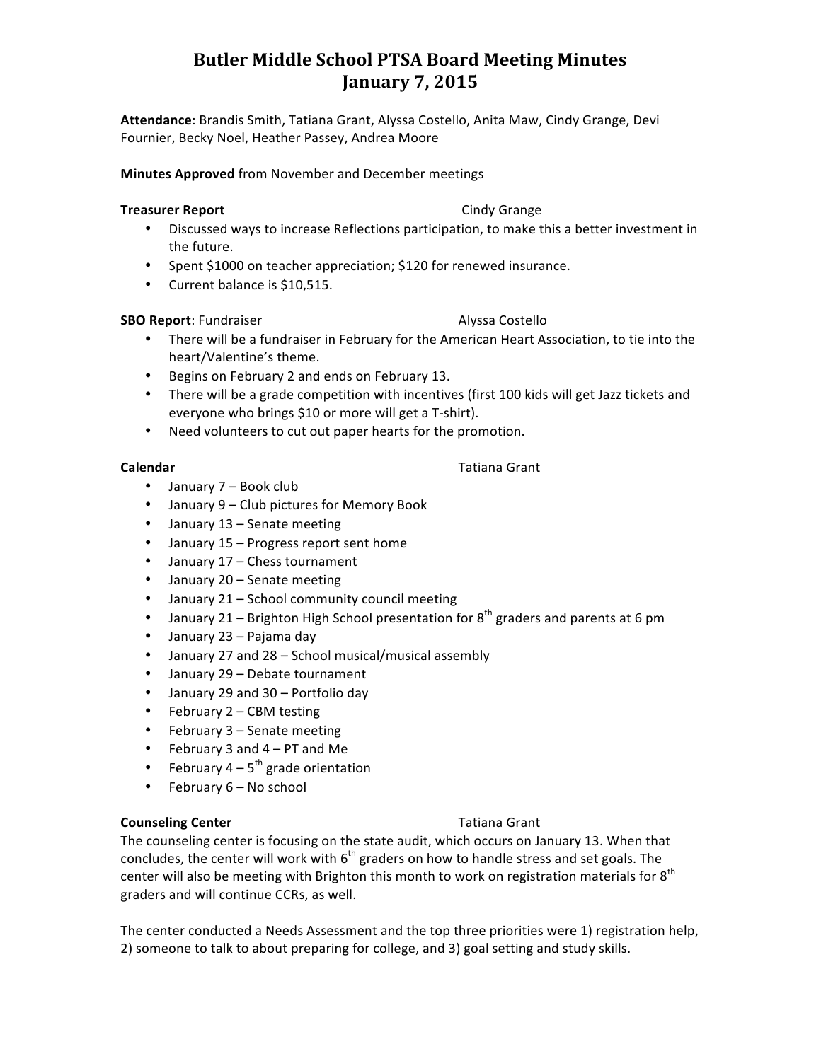# Butler Middle School PTSA Board Meeting Minutes
# January 7, 2015

**Attendance**: Brandis Smith, Tatiana Grant, Alyssa Costello, Anita Maw, Cindy Grange, Devi Fournier, Becky Noel, Heather Passey, Andrea Moore

**Minutes Approved** from November and December meetings

**Treasurer Report** Cindy Grange

- Discussed ways to increase Reflections participation, to make this a better investment in the future.
- Spent $1000 on teacher appreciation; $120 for renewed insurance.
- Current balance is $10,515.

**SBO Report**: Fundraiser Alyssa Costello

- There will be a fundraiser in February for the American Heart Association, to tie into the heart/Valentine's theme.
- Begins on February 2 and ends on February 13.
- There will be a grade competition with incentives (first 100 kids will get Jazz tickets and everyone who brings $10 or more will get a T-shirt).
- Need volunteers to cut out paper hearts for the promotion.

**Calendar** Tatiana Grant

- January 7 – Book club
- January 9 – Club pictures for Memory Book
- January 13 – Senate meeting
- January 15 – Progress report sent home
- January 17 – Chess tournament
- January 20 – Senate meeting
- January 21 – School community council meeting
- January 21 – Brighton High School presentation for 8th graders and parents at 6 pm
- January 23 – Pajama day
- January 27 and 28 – School musical/musical assembly
- January 29 – Debate tournament
- January 29 and 30 – Portfolio day
- February 2 – CBM testing
- February 3 – Senate meeting
- February 3 and 4 – PT and Me
- February 4 – 5th grade orientation
- February 6 – No school

**Counseling Center** Tatiana Grant

The counseling center is focusing on the state audit, which occurs on January 13. When that concludes, the center will work with 6th graders on how to handle stress and set goals. The center will also be meeting with Brighton this month to work on registration materials for 8th graders and will continue CCRs, as well.

The center conducted a Needs Assessment and the top three priorities were 1) registration help, 2) someone to talk to about preparing for college, and 3) goal setting and study skills.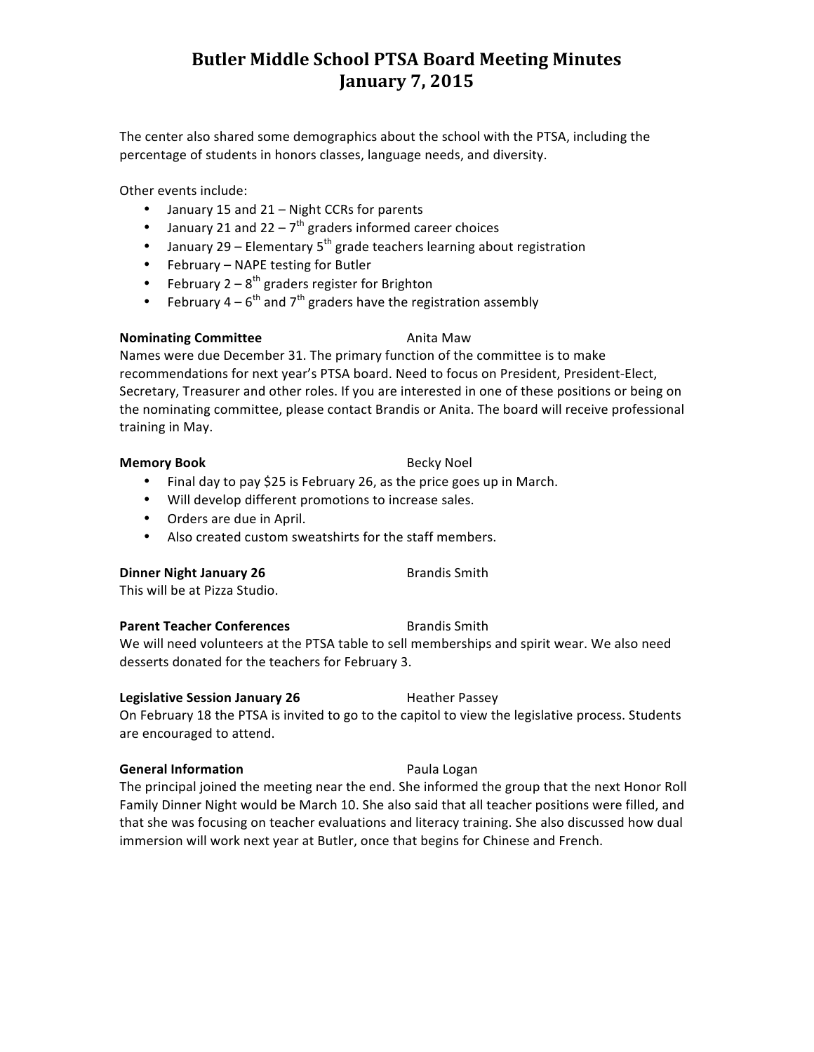# Butler Middle School PTSA Board Meeting Minutes
# January 7, 2015

The center also shared some demographics about the school with the PTSA, including the percentage of students in honors classes, language needs, and diversity.

Other events include:

- January 15 and 21 – Night CCRs for parents
- January 21 and 22 – 7th graders informed career choices
- January 29 – Elementary 5th grade teachers learning about registration
- February – NAPE testing for Butler
- February 2 – 8th graders register for Brighton
- February 4 – 6th and 7th graders have the registration assembly

**Nominating Committee** Anita Maw

Names were due December 31. The primary function of the committee is to make recommendations for next year's PTSA board. Need to focus on President, President-Elect, Secretary, Treasurer and other roles. If you are interested in one of these positions or being on the nominating committee, please contact Brandis or Anita. The board will receive professional training in May.

**Memory Book** Becky Noel

- Final day to pay $25 is February 26, as the price goes up in March.
- Will develop different promotions to increase sales.
- Orders are due in April.
- Also created custom sweatshirts for the staff members.

**Dinner Night January 26** Brandis Smith

This will be at Pizza Studio.

**Parent Teacher Conferences** Brandis Smith

We will need volunteers at the PTSA table to sell memberships and spirit wear. We also need desserts donated for the teachers for February 3.

**Legislative Session January 26** Heather Passey

On February 18 the PTSA is invited to go to the capitol to view the legislative process. Students are encouraged to attend.

**General Information** Paula Logan

The principal joined the meeting near the end. She informed the group that the next Honor Roll Family Dinner Night would be March 10. She also said that all teacher positions were filled, and that she was focusing on teacher evaluations and literacy training. She also discussed how dual immersion will work next year at Butler, once that begins for Chinese and French.